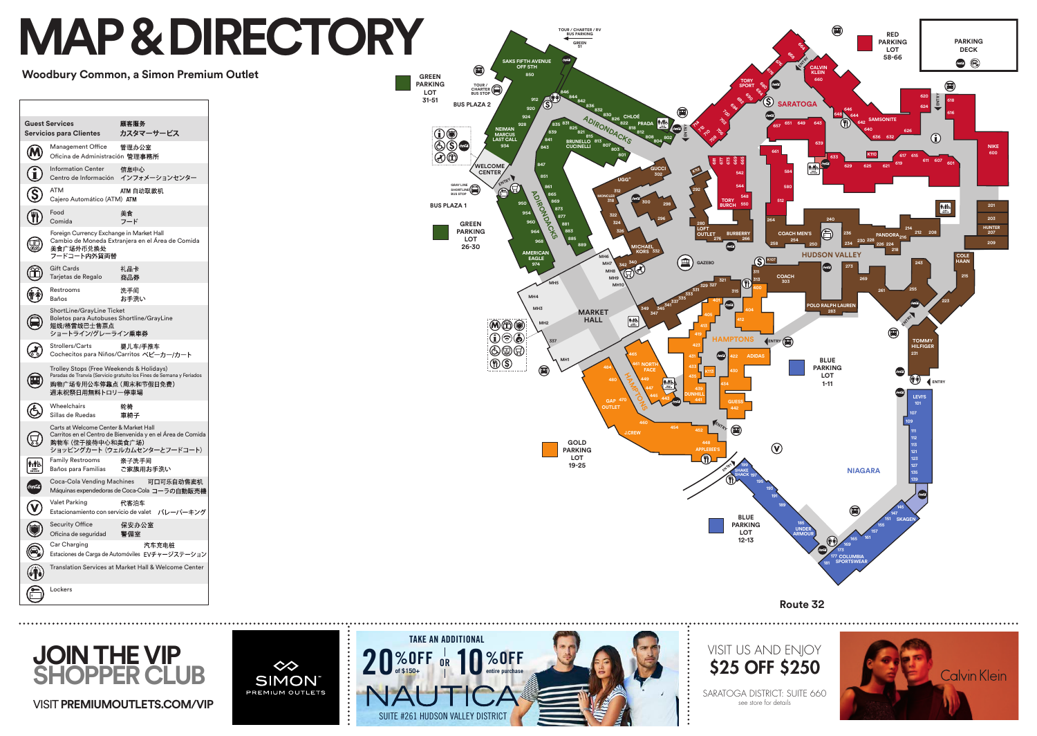# MAP & DIRECTORY

**Woodbury Common, a Simon Premium Outlet**

| Guest Services<br>Servicios para Clientes | 顾客服务<br>カスタマーサービス |
|---|---|
| Management Office<br>Oficina de Administración | 管理办公室<br>管理事務所 |
| Information Center<br>Centro de Información | 信息中心<br>インフォメーションセンター |
| ATM<br>Cajero Automático (ATM) | ATM 自动取款机<br>ATM |
| Food<br>Comida | 美食<br>フード |
| Foreign Currency Exchange in Market Hall<br>Cambio de Moneda Extranjera en el Área de Comida | 美食广场外币兑换处<br>フードコート内外貨両替 |
| Gift Cards<br>Tarjetas de Regalo | 礼品卡<br>商品券 |
| Restrooms<br>Baños | 洗手间<br>お手洗い |
| ShortLine/GrayLine Ticket<br>Boletos para Autobuses Shortline/GrayLine | 短线/格雷线巴士售票点<br>ショートライン/グレーライン乗車券 |
| Strollers/Carts<br>Cochecitos para Niños/Carritos | 婴儿车/手推车<br>ベビーカー/カート |
| Trolley Stops (Free Weekends & Holidays)<br>Paradas de Tranvía (Servicio gratuito los Fines de Semana y Feriados) | 购物广场专用公车停靠点（周末和节假日免费）<br>週末祝祭日用無料トロリー停車場 |
| Wheelchairs<br>Sillas de Ruedas | 轮椅<br>車椅子 |
| Carts at Welcome Center & Market Hall<br>Carritos en el Centro de Bienvenida y en el Área de Comida | 购物车（位于接待中心和美食广场）<br>ショッピングカート（ウェルカムセンターとフードコート） |
| Family Restrooms<br>Baños para Familias | 亲子洗手间<br>ご家族用お手洗い |
| Coca-Cola Vending Machines<br>Máquinas expendedoras de Coca-Cola | 可口可乐自动售卖机<br>コーラの自動販売機 |
| Valet Parking<br>Estacionamiento con servicio de valet | 代客泊车<br>バレーパーキング |
| Security Office<br>Oficina de seguridad | 保安办公室<br>警備室 |
| Car Charging<br>Estaciones de Carga de Automóviles | 汽车充电桩<br>EVチャージステーション |
| Translation Services at Market Hall & Welcome Center | |
| Lockers | |

**JOIN THE VIP SHOPPER CLUB**

VISIT **PREMIUMOUTLETS.COM/VIP**

SIMON PREMIUM OUTLETS

TAKE AN ADDITIONAL 20% OFF of $150+ OR 10% OFF entire purchase

NAUTICA

SUITE #261 HUDSON VALLEY DISTRICT

VISIT US AND ENJOY **$25 OFF $250**

SARATOGA DISTRICT: SUITE 660

see store for details

Calvin Klein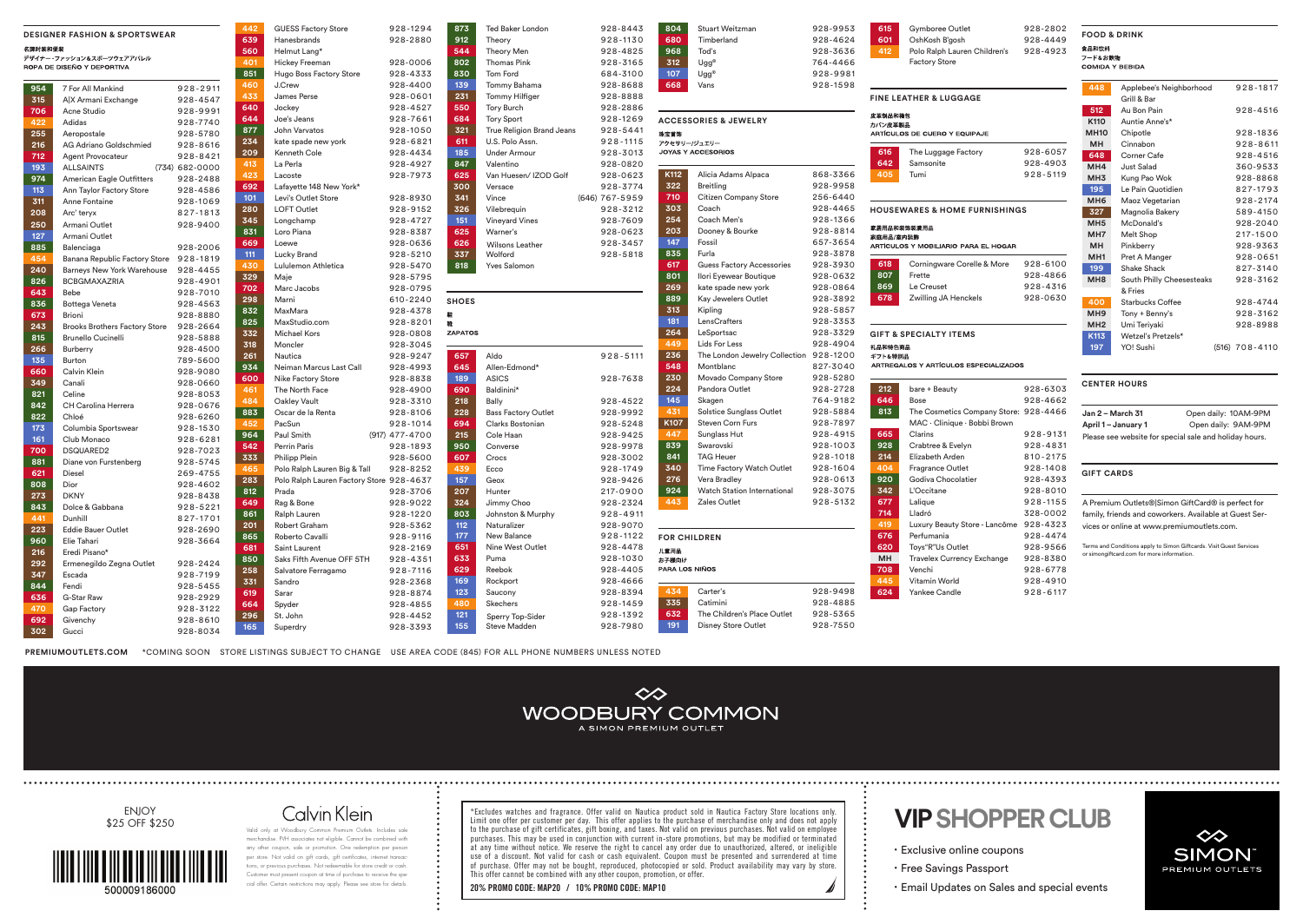## DESIGNER FASHION & SPORTSWEAR

名牌时装和服装
デザイナー・ファッション&スポーツウェアアパレル
ROPA DE DISEÑO Y DEPORTIVA

| | | |
|---|---|---|
| 954 | 7 For All Mankind | 928-2911 |
| 315 | A\|X Armani Exchange | 928-4547 |
| 706 | Acne Studio | 928-9991 |
| 422 | Adidas | 928-7740 |
| 255 | Aeropostale | 928-5780 |
| 216 | AG Adriano Goldschmied | 928-8616 |
| 712 | Agent Provocateur | 928-8421 |
| 193 | ALLSAINTS | (734) 682-0000 |
| 974 | American Eagle Outfitters | 928-2488 |
| 113 | Ann Taylor Factory Store | 928-4586 |
| 311 | Anne Fontaine | 928-1069 |
| 208 | Arc' teryx | 827-1813 |
| 250 | Armani Outlet | 928-9400 |
| 127 | Armani Outlet | |
| 885 | Balenciaga | 928-2006 |
| 454 | Banana Republic Factory Store | 928-1819 |
| 240 | Barneys New York Warehouse | 928-4455 |
| 826 | BCBGMAXAZRIA | 928-4901 |
| 643 | Bebe | 928-7010 |
| 836 | Bottega Veneta | 928-4563 |
| 673 | Brioni | 928-8880 |
| 243 | Brooks Brothers Factory Store | 928-2664 |
| 815 | Brunello Cucinelli | 928-5888 |
| 266 | Burberry | 928-4500 |
| 135 | Burton | 789-5600 |
| 660 | Calvin Klein | 928-9080 |
| 349 | Canali | 928-0660 |
| 821 | Celine | 928-8053 |
| 842 | CH Carolina Herrera | 928-0676 |
| 822 | Chloé | 928-6260 |
| 173 | Columbia Sportswear | 928-1530 |
| 161 | Club Monaco | 928-6281 |
| 700 | DSQUARED2 | 928-7023 |
| 881 | Diane von Furstenberg | 928-5745 |
| 621 | Diesel | 269-4755 |
| 808 | Dior | 928-4602 |
| 273 | DKNY | 928-8438 |
| 843 | Dolce & Gabbana | 928-5221 |
| 441 | Dunhill | 827-1701 |
| 223 | Eddie Bauer Outlet | 928-2690 |
| 960 | Elie Tahari | 928-3664 |
| 216 | Eredi Pisano* | |
| 292 | Ermenegildo Zegna Outlet | 928-4224 |
| 347 | Escada | 928-7199 |
| 844 | Fendi | 928-5455 |
| 636 | G-Star Raw | 928-2929 |
| 470 | Gap Factory | 928-3122 |
| 692 | Givenchy | 928-8610 |
| 302 | Gucci | 928-8034 |
| 442 | GUESS Factory Store | 928-1294 |
| 639 | Hanesbrands | 928-2880 |
| 560 | Helmut Lang* | |
| 401 | Hickey Freeman | 928-0006 |
| 851 | Hugo Boss Factory Store | 928-4333 |
| 460 | J.Crew | 928-4400 |
| 433 | James Perse | 928-0601 |
| 640 | Jockey | 928-4527 |
| 644 | Joe's Jeans | 928-7661 |
| 877 | John Varvatos | 928-1050 |
| 234 | kate spade new york | 928-6821 |
| 209 | Kenneth Cole | 928-4434 |
| 413 | La Perla | 928-4927 |
| 423 | Lacoste | 928-7973 |
| 692 | Lafayette 148 New York* | |
| 101 | Levi's Outlet Store | 928-8930 |
| 280 | LOFT Outlet | 928-9152 |
| 345 | Longchamp | 928-4727 |
| 831 | Loro Piana | 928-8387 |
| 669 | Loewe | 928-0636 |
| 111 | Lucky Brand | 928-5210 |
| 430 | Lululemon Athletica | 928-5470 |
| 329 | Maje | 928-5795 |
| 702 | Marc Jacobs | 928-0795 |
| 298 | Marni | 610-2240 |
| 832 | MaxMara | 928-4378 |
| 825 | MaxStudio.com | 928-8201 |
| 332 | Michael Kors | 928-0808 |
| 318 | Moncler | 928-3045 |
| 261 | Nautica | 928-9247 |
| 934 | Neiman Marcus Last Call | 928-4993 |
| 600 | Nike Factory Store | 928-8838 |
| 461 | The North Face | 928-4900 |
| 484 | Oakley Vault | 928-3310 |
| 883 | Oscar de la Renta | 928-8106 |
| 452 | PacSun | 928-1014 |
| 964 | Paul Smith | (917) 477-4700 |
| 542 | Perrin Paris | 928-1893 |
| 333 | Philipp Plein | 928-5600 |
| 465 | Polo Ralph Lauren Big & Tall | 928-8252 |
| 283 | Polo Ralph Lauren Factory Store | 928-4637 |
| 812 | Prada | 928-3706 |
| 649 | Rag & Bone | 928-9022 |
| 861 | Ralph Lauren | 928-1220 |
| 201 | Robert Graham | 928-5362 |
| 865 | Roberto Cavalli | 928-9116 |
| 681 | Saint Laurent | 928-2169 |
| 850 | Saks Fifth Avenue OFF 5TH | 928-4351 |
| 258 | Salvatore Ferragamo | 928-7116 |
| 331 | Sandro | 928-2368 |
| 619 | Sarar | 928-8874 |
| 664 | Spyder | 928-4855 |
| 296 | St. John | 928-4452 |
| 165 | Superdry | 928-3393 |
| 873 | Ted Baker London | 928-8443 |
| 912 | Theory | 928-1130 |
| 544 | Theory Men | 928-4825 |
| 802 | Thomas Pink | 928-3165 |
| 830 | Tom Ford | 684-3100 |
| 139 | Tommy Bahama | 928-8688 |
| 231 | Tommy Hilfiger | 928-8888 |
| 550 | Tory Burch | 928-2886 |
| 684 | Tory Sport | 928-1269 |
| 321 | True Religion Brand Jeans | 928-5441 |
| 611 | U.S. Polo Assn. | 928-1115 |
| 185 | Under Armour | 928-3013 |
| 847 | Valentino | 928-0820 |
| 625 | Van Heusen/ IZOD Golf | 928-0623 |
| 300 | Versace | 928-3774 |
| 341 | Vince | (646) 767-5959 |
| 326 | Vilebrequin | 928-3212 |
| 151 | Vineyard Vines | 928-7609 |
| 625 | Warner's | 928-0623 |
| 626 | Wilsons Leather | 928-3457 |
| 337 | Wolford | 928-5818 |
| 818 | Yves Salomon | |

## SHOES

鞋
靴
ZAPATOS

| | | |
|---|---|---|
| 657 | Aldo | 928-5111 |
| 645 | Allen-Edmond* | |
| 189 | ASICS | 928-7638 |
| 690 | Baldinini* | |
| 218 | Bally | 928-4522 |
| 228 | Bass Factory Outlet | 928-9992 |
| 694 | Clarks Bostonian | 928-5248 |
| 215 | Cole Haan | 928-9425 |
| 950 | Converse | 928-9978 |
| 607 | Crocs | 928-3002 |
| 439 | Ecco | 928-1749 |
| 157 | Geox | 928-9426 |
| 207 | Hunter | 217-0900 |
| 324 | Jimmy Choo | 928-2324 |
| 803 | Johnston & Murphy | 928-4911 |
| 112 | Naturalizer | 928-9070 |
| 177 | New Balance | 928-1122 |
| 651 | Nine West Outlet | 928-4478 |
| 633 | Puma | 928-1030 |
| 629 | Reebok | 928-4405 |
| 169 | Rockport | 928-4666 |
| 123 | Saucony | 928-8394 |
| 480 | Skechers | 928-1459 |
| 121 | Sperry Top-Sider | 928-1392 |
| 155 | Steve Madden | 928-7980 |
| 804 | Stuart Weitzman | 928-9953 |
| 680 | Timberland | 928-4624 |
| 968 | Tod's | 928-3636 |
| 312 | Ugg® | 764-4466 |
| 107 | Ugg® | 928-9981 |
| 668 | Vans | 928-1598 |

## ACCESSORIES & JEWELRY

珠宝首饰
アクセサリー/ジュエリー
JOYAS Y ACCESORIOS

| | | |
|---|---|---|
| K112 | Alicia Adams Alpaca | 868-3366 |
| 322 | Breitling | 928-9958 |
| 710 | Citizen Company Store | 256-6440 |
| 303 | Coach | 928-4465 |
| 254 | Coach Men's | 928-1366 |
| 203 | Dooney & Bourke | 928-8814 |
| 147 | Fossil | 657-3654 |
| 835 | Furla | 928-3878 |
| 617 | Guess Factory Accessories | 928-3930 |
| 801 | Ilori Eyewear Boutique | 928-0632 |
| 269 | kate spade new york | 928-0864 |
| 889 | Kay Jewelers Outlet | 928-3892 |
| 313 | Kipling | 928-5857 |
| 181 | LensCrafters | 928-3353 |
| 264 | LeSportsac | 928-3329 |
| 449 | Lids For Less | 928-4904 |
| 236 | The London Jewelry Collection | 928-1200 |
| 548 | Montblanc | 827-3040 |
| 230 | Movado Company Store | 928-5280 |
| 224 | Pandora Outlet | 928-2728 |
| 145 | Skagen | 764-9182 |
| 431 | Solstice Sunglass Outlet | 928-5884 |
| K107 | Steven Corn Furs | 928-7897 |
| 447 | Sunglass Hut | 928-4915 |
| 839 | Swarovski | 928-1003 |
| 841 | TAG Heuer | 928-1018 |
| 340 | Time Factory Watch Outlet | 928-1604 |
| 276 | Vera Bradley | 928-0613 |
| 924 | Watch Station International | 928-3075 |
| 443 | Zales Outlet | 928-5132 |

## FOR CHILDREN

儿童用品
お子様向け
PARA LOS NIÑOS

| | | |
|---|---|---|
| 434 | Carter's | 928-9498 |
| 335 | Catimini | 928-4885 |
| 632 | The Children's Place Outlet | 928-5365 |
| 191 | Disney Store Outlet | 928-7550 |
| 615 | Gymboree Outlet | 928-2802 |
| 601 | OshKosh B'gosh | 928-4449 |
| 412 | Polo Ralph Lauren Children's Factory Store | 928-4923 |

## FINE LEATHER & LUGGAGE

皮革制品和箱包
カバン皮革製品
ARTÍCULOS DE CUERO Y EQUIPAJE

| | | |
|---|---|---|
| 616 | The Luggage Factory | 928-6057 |
| 642 | Samsonite | 928-4903 |
| 405 | Tumi | 928-5119 |

## HOUSEWARES & HOME FURNISHINGS

家居用品和装饰装潢用品
家庭用品/室内装飾
ARTÍCULOS Y MOBILIARIO PARA EL HOGAR

| | | |
|---|---|---|
| 618 | Corningware Corelle & More | 928-6100 |
| 807 | Frette | 928-4866 |
| 869 | Le Creuset | 928-4316 |
| 678 | Zwilling JA Henckels | 928-0630 |

## GIFT & SPECIALTY ITEMS

礼品和特色商品
ギフト&特別品
ARTREGALOS Y ARTÍCULOS ESPECIALIZADOS

| | | |
|---|---|---|
| 212 | bare + Beauty | 928-6303 |
| 646 | Bose | 928-4662 |
| 813 | The Cosmetics Company Store: MAC · Clinique · Bobbi Brown | 928-4466 |
| 665 | Clarins | 928-9131 |
| 928 | Crabtree & Evelyn | 928-4831 |
| 214 | Elizabeth Arden | 810-2175 |
| 404 | Fragrance Outlet | 928-1408 |
| 920 | Godiva Chocolatier | 928-4393 |
| 342 | L'Occitane | 928-8010 |
| 677 | Lalique | 928-1155 |
| 714 | Lladró | 328-0002 |
| 419 | Luxury Beauty Store - Lancôme | 928-4323 |
| 676 | Perfumania | 928-4474 |
| 620 | Toys"R"Us Outlet | 928-9566 |
| MH | Travelex Currency Exchange | 928-8380 |
| 708 | Venchi | 928-6778 |
| 445 | Vitamin World | 928-4910 |
| 624 | Yankee Candle | 928-6117 |

## FOOD & DRINK

食品和饮料
フード&お飲物
COMIDA Y BEBIDA

| | | |
|---|---|---|
| 448 | Applebee's Neighborhood Grill & Bar | 928-1817 |
| 512 | Au Bon Pain | 928-4516 |
| K110 | Auntie Anne's* | |
| MH10 | Chipotle | 928-1836 |
| MH | Cinnabon | 928-8611 |
| 648 | Corner Cafe | 928-4516 |
| MH4 | Just Salad | 360-9533 |
| MH3 | Kung Pao Wok | 928-8868 |
| 195 | Le Pain Quotidien | 827-1793 |
| MH6 | Maoz Vegetarian | 928-2174 |
| 327 | Magnolia Bakery | 589-4150 |
| MH5 | McDonald's | 928-2040 |
| MH7 | Melt Shop | 217-1500 |
| MH | Pinkberry | 928-9363 |
| MH1 | Pret A Manger | 928-0651 |
| 199 | Shake Shack | 827-3140 |
| MH8 | South Philly Cheesesteaks & Fries | 928-3162 |
| 400 | Starbucks Coffee | 928-4744 |
| MH9 | Tony + Benny's | 928-3162 |
| MH2 | Umi Teriyaki | 928-8988 |
| K113 | Wetzel's Pretzels* | |
| 197 | YO! Sushi | (516) 708-4110 |

## CENTER HOURS

| | |
|---|---|
| Jan 2 – March 31 | Open daily: 10AM-9PM |
| April 1 – January 1 | Open daily: 9AM-9PM |

Please see website for special sale and holiday hours.

## GIFT CARDS

A Premium Outlets®|Simon GiftCard® is perfect for family, friends and coworkers. Available at Guest Services or online at www.premiumoutlets.com.

Terms and Conditions apply to Simon Giftcards. Visit Guest Services or simongiftcard.com for more information.

PREMIUMOUTLETS.COM  *COMING SOON  STORE LISTINGS SUBJECT TO CHANGE  USE AREA CODE (845) FOR ALL PHONE NUMBERS UNLESS NOTED

WOODBURY COMMON
A SIMON PREMIUM OUTLET

ENJOY
$25 OFF $250

500009186000

Calvin Klein

Valid only at Woodbury Common Premium Outlets. Includes sale merchandise. PVH associates not eligible. Cannot be combined with any other coupon, sale or promotion. One redemption per person per store. Not valid on gift cards, gift certificates, internet transactions, or previous purchases. Not redeemable for store credit or cash. Customer must present coupon at time of purchase to receive the special offer. Certain restrictions may apply. Please see store for details.

*Excludes watches and fragrance. Offer valid on Nautica product sold in Nautica Factory Store locations only. Limit one offer per customer per day. This offer applies to the purchase of merchandise only and does not apply to the purchase of gift certificates, gift boxing, and taxes. Not valid on previous purchases. Not valid on employee purchases. This may be used in conjunction with current in-store promotions, but may be modified or terminated at any time without notice. We reserve the right to cancel any order due to unauthorized, altered, or ineligible use of a discount. Not valid for cash or cash equivalent. Coupon must be presented and surrendered at time of purchase. Offer may not be bought, reproduced, photocopied or sold. Product availability may vary by store. This offer cannot be combined with any other coupon, promotion, or offer.

**20% PROMO CODE: MAP20 / 10% PROMO CODE: MAP10**

# VIP SHOPPER CLUB

- Exclusive online coupons
- Free Savings Passport
- Email Updates on Sales and special events

SIMON
PREMIUM OUTLETS